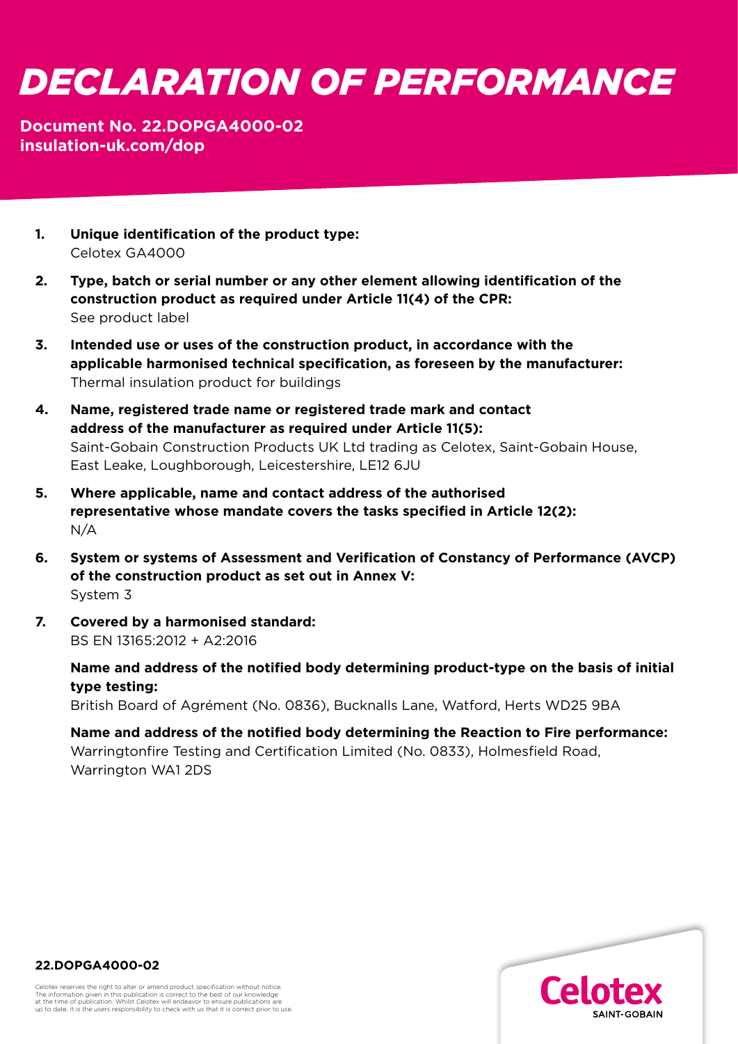# DECLARATION OF PERFORMANCE

**Document No. 22.DOPGA4000-02**
**insulation-uk.com/dop**

1. **Unique identification of the product type:**
   Celotex GA4000

2. **Type, batch or serial number or any other element allowing identification of the construction product as required under Article 11(4) of the CPR:**
   See product label

3. **Intended use or uses of the construction product, in accordance with the applicable harmonised technical specification, as foreseen by the manufacturer:**
   Thermal insulation product for buildings

4. **Name, registered trade name or registered trade mark and contact address of the manufacturer as required under Article 11(5):**
   Saint-Gobain Construction Products UK Ltd trading as Celotex, Saint-Gobain House, East Leake, Loughborough, Leicestershire, LE12 6JU

5. **Where applicable, name and contact address of the authorised representative whose mandate covers the tasks specified in Article 12(2):**
   N/A

6. **System or systems of Assessment and Verification of Constancy of Performance (AVCP) of the construction product as set out in Annex V:**
   System 3

7. **Covered by a harmonised standard:**
   BS EN 13165:2012 + A2:2016

   **Name and address of the notified body determining product-type on the basis of initial type testing:**
   British Board of Agrément (No. 0836), Bucknalls Lane, Watford, Herts WD25 9BA

   **Name and address of the notified body determining the Reaction to Fire performance:**
   Warringtonfire Testing and Certification Limited (No. 0833), Holmesfield Road, Warrington WA1 2DS

**22.DOPGA4000-02**

Celotex reserves the right to alter or amend product specification without notice. The information given in this publication is correct to the best of our knowledge at the time of publication. Whilst Celotex will endeavor to ensure publications are up to date, it is the users responsibility to check with us that it is correct prior to use.

Celotex
SAINT-GOBAIN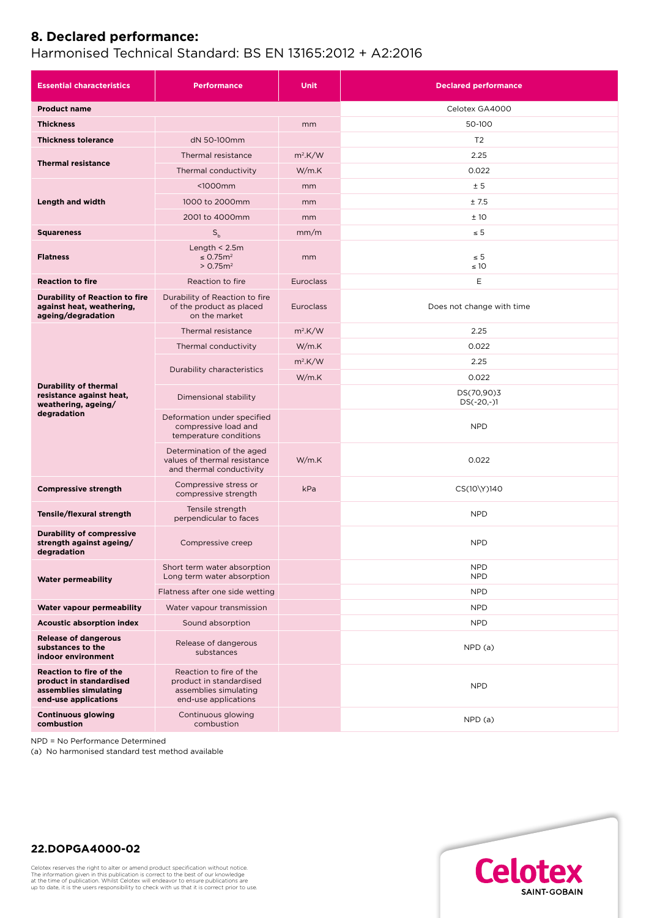## 8. Declared performance:

Harmonised Technical Standard: BS EN 13165:2012 + A2:2016

| Essential characteristics | Performance | Unit | Declared performance |
|---|---|---|---|
| **Product name** | | | Celotex GA4000 |
| **Thickness** | | mm | 50-100 |
| **Thickness tolerance** | dN 50-100mm | | T2 |
| **Thermal resistance** | Thermal resistance | m².K/W | 2.25 |
| | Thermal conductivity | W/m.K | 0.022 |
| **Length and width** | <1000mm | mm | ± 5 |
| | 1000 to 2000mm | mm | ± 7.5 |
| | 2001 to 4000mm | mm | ± 10 |
| **Squareness** | $S_b$ | mm/m | ≤ 5 |
| **Flatness** | Length < 2.5m<br>≤ 0.75m²<br>> 0.75m² | mm | ≤ 5<br>≤ 10 |
| **Reaction to fire** | Reaction to fire | Euroclass | E |
| **Durability of Reaction to fire against heat, weathering, ageing/degradation** | Durability of Reaction to fire of the product as placed on the market | Euroclass | Does not change with time |
| **Durability of thermal resistance against heat, weathering, ageing/ degradation** | Thermal resistance | m².K/W | 2.25 |
| | Thermal conductivity | W/m.K | 0.022 |
| | Durability characteristics | m².K/W | 2.25 |
| | | W/m.K | 0.022 |
| | Dimensional stability | | DS(70,90)3<br>DS(-20,-)1 |
| | Deformation under specified compressive load and temperature conditions | | NPD |
| | Determination of the aged values of thermal resistance and thermal conductivity | W/m.K | 0.022 |
| **Compressive strength** | Compressive stress or compressive strength | kPa | CS(10\Y)140 |
| **Tensile/flexural strength** | Tensile strength perpendicular to faces | | NPD |
| **Durability of compressive strength against ageing/ degradation** | Compressive creep | | NPD |
| **Water permeability** | Short term water absorption<br>Long term water absorption | | NPD<br>NPD |
| | Flatness after one side wetting | | NPD |
| **Water vapour permeability** | Water vapour transmission | | NPD |
| **Acoustic absorption index** | Sound absorption | | NPD |
| **Release of dangerous substances to the indoor environment** | Release of dangerous substances | | NPD (a) |
| **Reaction to fire of the product in standardised assemblies simulating end-use applications** | Reaction to fire of the product in standardised assemblies simulating end-use applications | | NPD |
| **Continuous glowing combustion** | Continuous glowing combustion | | NPD (a) |

NPD = No Performance Determined

(a) No harmonised standard test method available

**22.DOPGA4000-02**

Celotex reserves the right to alter or amend product specification without notice. The information given in this publication is correct to the best of our knowledge at the time of publication. Whilst Celotex will endeavor to ensure publications are up to date, it is the users responsibility to check with us that it is correct prior to use.

Celotex SAINT-GOBAIN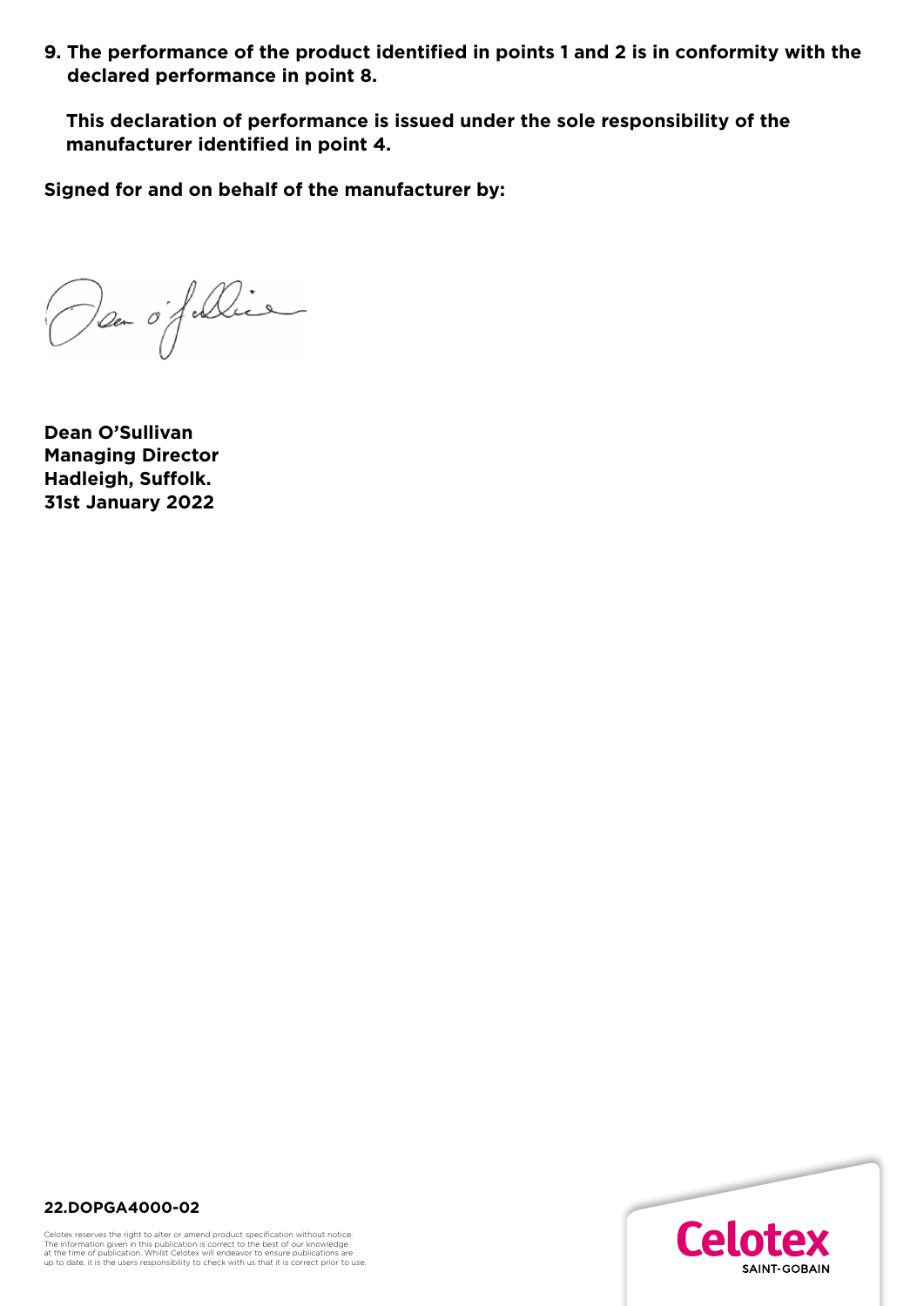**9. The performance of the product identified in points 1 and 2 is in conformity with the declared performance in point 8.**

**This declaration of performance is issued under the sole responsibility of the manufacturer identified in point 4.**

**Signed for and on behalf of the manufacturer by:**

**Dean O'Sullivan**
**Managing Director**
**Hadleigh, Suffolk.**
**31st January 2022**

**22.DOPGA4000-02**

Celotex reserves the right to alter or amend product specification without notice. The information given in this publication is correct to the best of our knowledge at the time of publication. Whilst Celotex will endeavor to ensure publications are up to date, it is the users responsibility to check with us that it is correct prior to use.

Celotex
SAINT-GOBAIN